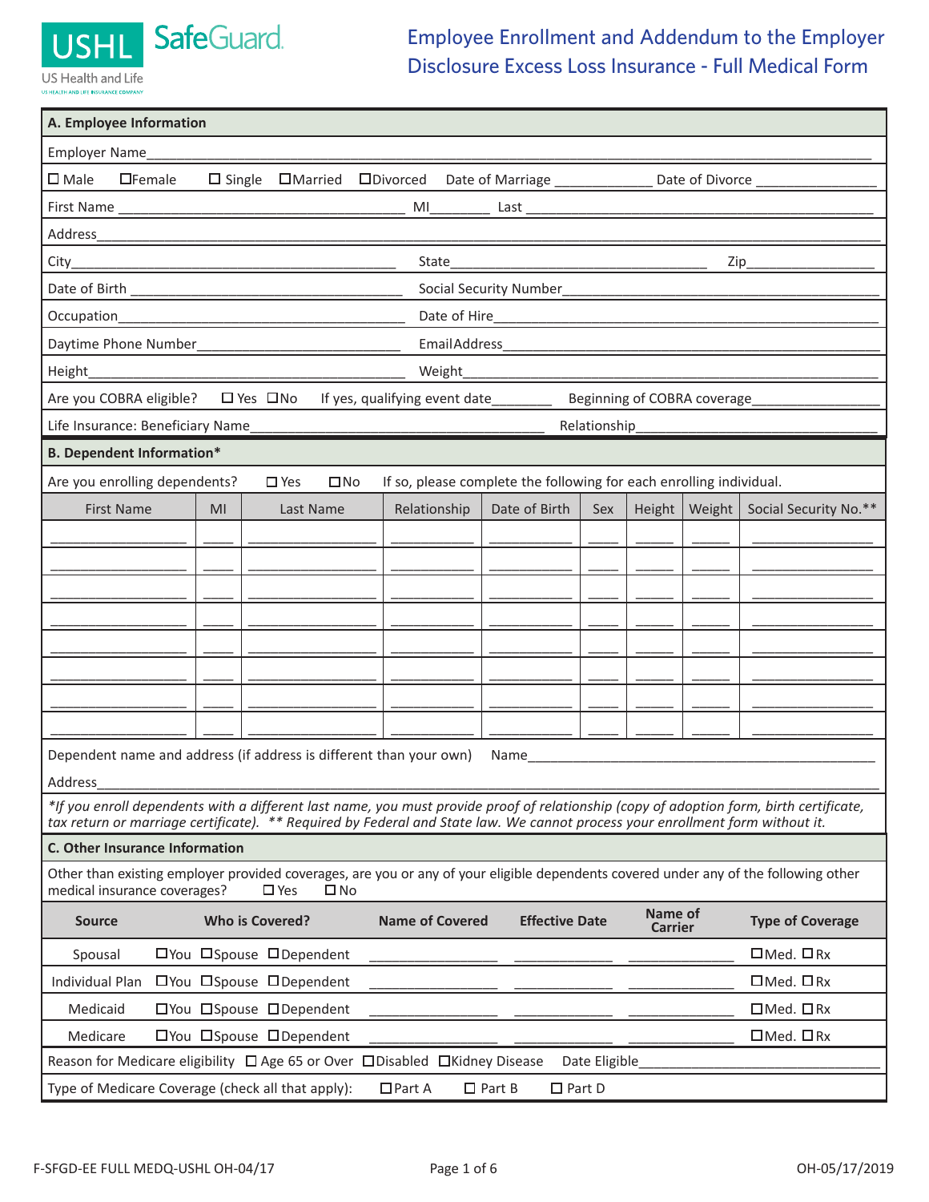USHL SafeGuard
US Health and Life
US HEALTH AND LIFE INSURANCE COMPANY

# Employee Enrollment and Addendum to the Employer Disclosure Excess Loss Insurance - Full Medical Form

## A. Employee Information

Employer Name\_\_\_\_\_\_\_\_\_\_\_\_\_\_\_\_\_\_\_\_\_\_\_\_\_\_\_\_\_\_\_\_\_\_\_\_\_\_\_\_

☐ Male ☐ Female ☐ Single ☐ Married ☐ Divorced Date of Marriage \_\_\_\_\_\_\_\_\_\_ Date of Divorce \_\_\_\_\_\_\_\_\_\_

First Name \_\_\_\_\_\_\_\_\_\_\_\_\_\_\_\_\_\_\_\_ MI\_\_\_\_\_ Last \_\_\_\_\_\_\_\_\_\_\_\_\_\_\_\_\_\_\_\_

Address\_\_\_\_\_\_\_\_\_\_\_\_\_\_\_\_\_\_\_\_\_\_\_\_\_\_\_\_\_\_\_\_\_\_\_\_\_\_\_\_

City\_\_\_\_\_\_\_\_\_\_\_\_\_\_\_\_\_\_\_\_ State\_\_\_\_\_\_\_\_\_\_\_\_\_\_\_\_\_\_\_\_ Zip\_\_\_\_\_\_\_\_\_\_

Date of Birth \_\_\_\_\_\_\_\_\_\_\_\_\_\_\_\_\_\_\_\_ Social Security Number\_\_\_\_\_\_\_\_\_\_\_\_\_\_\_\_\_\_\_\_

Occupation\_\_\_\_\_\_\_\_\_\_\_\_\_\_\_\_\_\_\_\_ Date of Hire\_\_\_\_\_\_\_\_\_\_\_\_\_\_\_\_\_\_\_\_

Daytime Phone Number\_\_\_\_\_\_\_\_\_\_\_\_\_\_\_\_\_\_\_\_ Email Address\_\_\_\_\_\_\_\_\_\_\_\_\_\_\_\_\_\_\_\_

Height\_\_\_\_\_\_\_\_\_\_\_\_\_\_\_\_\_\_\_\_ Weight\_\_\_\_\_\_\_\_\_\_\_\_\_\_\_\_\_\_\_\_

Are you COBRA eligible? ☐ Yes ☐ No If yes, qualifying event date\_\_\_\_\_\_\_\_ Beginning of COBRA coverage\_\_\_\_\_\_\_\_\_\_

Life Insurance: Beneficiary Name\_\_\_\_\_\_\_\_\_\_\_\_\_\_\_\_\_\_\_\_ Relationship\_\_\_\_\_\_\_\_\_\_\_\_\_\_\_\_\_\_\_\_

## B. Dependent Information*

Are you enrolling dependents? ☐ Yes ☐ No If so, please complete the following for each enrolling individual.

| First Name | MI | Last Name | Relationship | Date of Birth | Sex | Height | Weight | Social Security No.** |
|---|---|---|---|---|---|---|---|---|
| | | | | | | | | |
| | | | | | | | | |
| | | | | | | | | |
| | | | | | | | | |
| | | | | | | | | |
| | | | | | | | | |
| | | | | | | | | |
| | | | | | | | | |

Dependent name and address (if address is different than your own) Name\_\_\_\_\_\_\_\_\_\_\_\_\_\_\_\_\_\_\_\_

Address\_\_\_\_\_\_\_\_\_\_\_\_\_\_\_\_\_\_\_\_\_\_\_\_\_\_\_\_\_\_\_\_\_\_\_\_\_\_\_\_

*\*If you enroll dependents with a different last name, you must provide proof of relationship (copy of adoption form, birth certificate, tax return or marriage certificate). \*\* Required by Federal and State law. We cannot process your enrollment form without it.*

## C. Other Insurance Information

Other than existing employer provided coverages, are you or any of your eligible dependents covered under any of the following other medical insurance coverages? ☐ Yes ☐ No

| Source | Who is Covered? | Name of Covered | Effective Date | Name of Carrier | Type of Coverage |
|---|---|---|---|---|---|
| Spousal | ☐You ☐Spouse ☐Dependent | | | | ☐Med. ☐Rx |
| Individual Plan | ☐You ☐Spouse ☐Dependent | | | | ☐Med. ☐Rx |
| Medicaid | ☐You ☐Spouse ☐Dependent | | | | ☐Med. ☐Rx |
| Medicare | ☐You ☐Spouse ☐Dependent | | | | ☐Med. ☐Rx |

Reason for Medicare eligibility ☐ Age 65 or Over ☐ Disabled ☐ Kidney Disease Date Eligible\_\_\_\_\_\_\_\_\_\_\_\_\_\_\_\_\_\_\_\_

Type of Medicare Coverage (check all that apply): ☐ Part A ☐ Part B ☐ Part D

F-SFGD-EE FULL MEDQ-USHL OH-04/17 OH-05/17/2019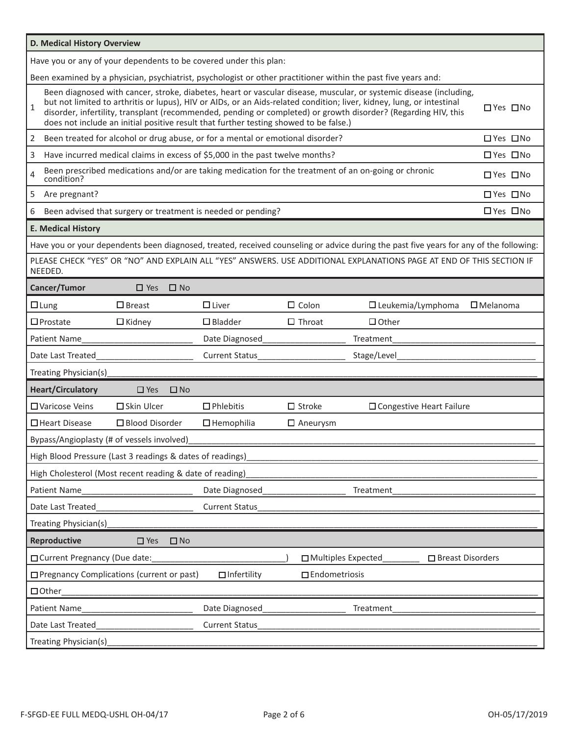## D. Medical History Overview

Have you or any of your dependents to be covered under this plan:

Been examined by a physician, psychiatrist, psychologist or other practitioner within the past five years and:

| # | Question | Answer |
|---|---|---|
| 1 | Been diagnosed with cancer, stroke, diabetes, heart or vascular disease, muscular, or systemic disease (including, but not limited to arthritis or lupus), HIV or AIDs, or an Aids-related condition; liver, kidney, lung, or intestinal disorder, infertility, transplant (recommended, pending or completed) or growth disorder? (Regarding HIV, this does not include an initial positive result that further testing showed to be false.) | ☐ Yes ☐ No |
| 2 | Been treated for alcohol or drug abuse, or for a mental or emotional disorder? | ☐ Yes ☐ No |
| 3 | Have incurred medical claims in excess of $5,000 in the past twelve months? | ☐ Yes ☐ No |
| 4 | Been prescribed medications and/or are taking medication for the treatment of an on-going or chronic condition? | ☐ Yes ☐ No |
| 5 | Are pregnant? | ☐ Yes ☐ No |
| 6 | Been advised that surgery or treatment is needed or pending? | ☐ Yes ☐ No |

## E. Medical History

Have you or your dependents been diagnosed, treated, received counseling or advice during the past five years for any of the following:

PLEASE CHECK "YES" OR "NO" AND EXPLAIN ALL "YES" ANSWERS. USE ADDITIONAL EXPLANATIONS PAGE AT END OF THIS SECTION IF NEEDED.

### Cancer/Tumor ☐ Yes ☐ No

| | | | | | |
|---|---|---|---|---|---|
| ☐ Lung | ☐ Breast | ☐ Liver | ☐ Colon | ☐ Leukemia/Lymphoma | ☐ Melanoma |
| ☐ Prostate | ☐ Kidney | ☐ Bladder | ☐ Throat | ☐ Other | |

Patient Name________________________ Date Diagnosed__________________ Treatment______________________________

Date Last Treated_____________________ Current Status___________________ Stage/Level______________________________

Treating Physician(s)_____________________________________________________________________________________

### Heart/Circulatory ☐ Yes ☐ No

| | | | | |
|---|---|---|---|---|
| ☐ Varicose Veins | ☐ Skin Ulcer | ☐ Phlebitis | ☐ Stroke | ☐ Congestive Heart Failure |
| ☐ Heart Disease | ☐ Blood Disorder | ☐ Hemophilia | ☐ Aneurysm | |

Bypass/Angioplasty (# of vessels involved)_________________________________________________________________

High Blood Pressure (Last 3 readings & dates of readings)_____________________________________________________

High Cholesterol (Most recent reading & date of reading)______________________________________________________

Patient Name________________________ Date Diagnosed__________________ Treatment______________________________

Date Last Treated_____________________ Current Status__________________________________________________________

Treating Physician(s)_____________________________________________________________________________________

### Reproductive ☐ Yes ☐ No

☐ Current Pregnancy (Due date:____________________________) ☐ Multiples Expected________ ☐ Breast Disorders

☐ Pregnancy Complications (current or past) ☐ Infertility ☐ Endometriosis

☐ Other_________________________________________________________________________________________________

Patient Name________________________ Date Diagnosed__________________ Treatment______________________________

Date Last Treated_____________________ Current Status__________________________________________________________

Treating Physician(s)_____________________________________________________________________________________

F-SFGD-EE FULL MEDQ-USHL OH-04/17 OH-05/17/2019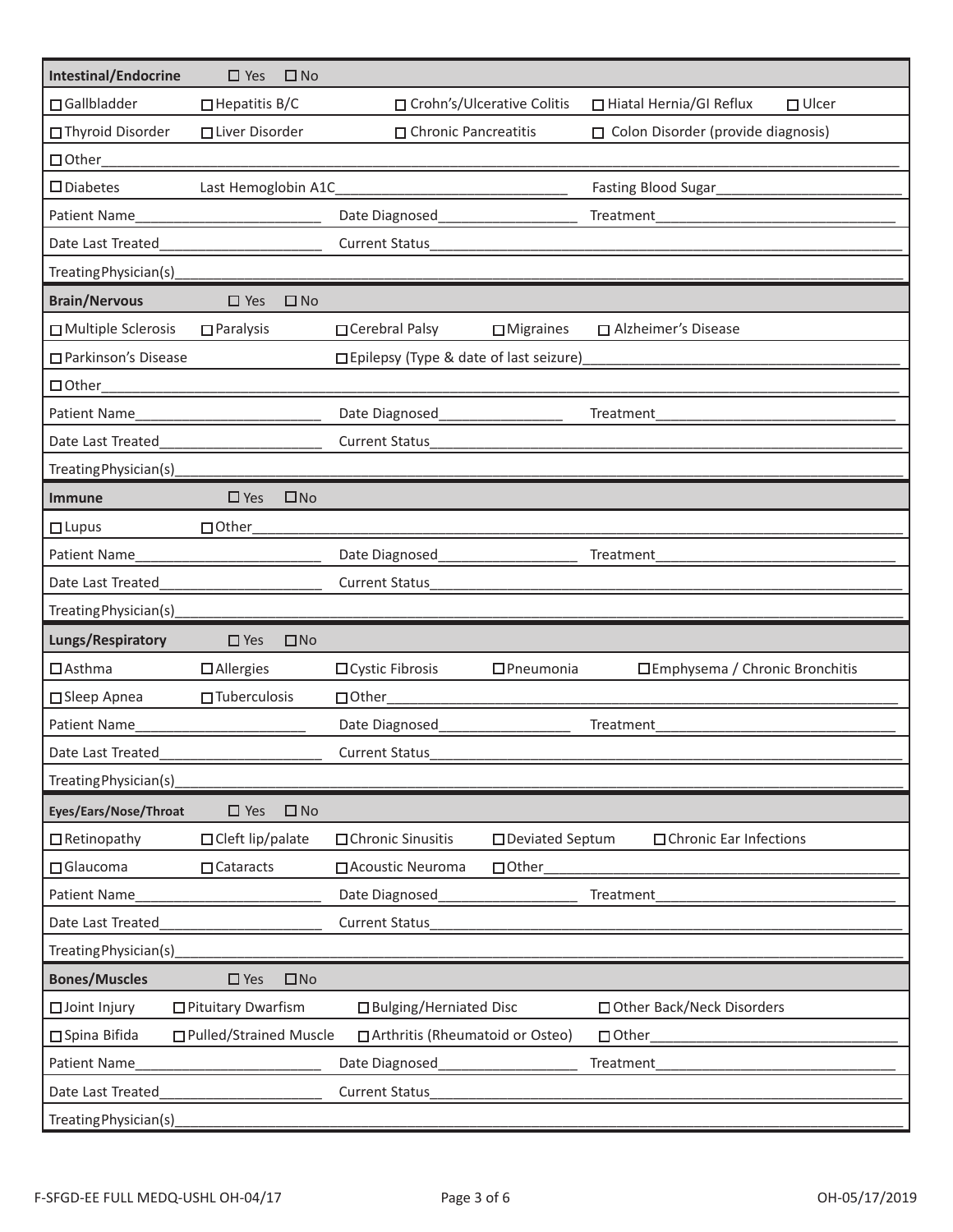## Intestinal/Endocrine ☐ Yes ☐ No

| | | | | |
|---|---|---|---|---|
| ☐ Gallbladder | ☐ Hepatitis B/C | ☐ Crohn's/Ulcerative Colitis | ☐ Hiatal Hernia/GI Reflux | ☐ Ulcer |
| ☐ Thyroid Disorder | ☐ Liver Disorder | ☐ Chronic Pancreatitis | ☐ Colon Disorder (provide diagnosis) | |

☐ Other\_\_\_\_\_\_\_\_\_\_\_\_\_\_\_\_\_\_\_\_\_\_\_\_\_\_\_\_\_\_

☐ Diabetes Last Hemoglobin A1C\_\_\_\_\_\_\_\_\_\_\_\_\_\_\_\_ Fasting Blood Sugar\_\_\_\_\_\_\_\_\_\_\_\_\_\_\_\_

Patient Name\_\_\_\_\_\_\_\_\_\_\_\_\_\_\_\_ Date Diagnosed\_\_\_\_\_\_\_\_\_\_\_\_\_\_\_\_ Treatment\_\_\_\_\_\_\_\_\_\_\_\_\_\_\_\_

Date Last Treated\_\_\_\_\_\_\_\_\_\_\_\_\_\_\_\_ Current Status\_\_\_\_\_\_\_\_\_\_\_\_\_\_\_\_

Treating Physician(s)\_\_\_\_\_\_\_\_\_\_\_\_\_\_\_\_\_\_\_\_\_\_\_\_\_\_\_\_\_\_

## Brain/Nervous ☐ Yes ☐ No

| | | | | |
|---|---|---|---|---|
| ☐ Multiple Sclerosis | ☐ Paralysis | ☐ Cerebral Palsy | ☐ Migraines | ☐ Alzheimer's Disease |
| ☐ Parkinson's Disease | | ☐ Epilepsy (Type & date of last seizure)\_\_\_\_\_\_\_\_\_\_\_\_\_\_\_\_ | | |

☐ Other\_\_\_\_\_\_\_\_\_\_\_\_\_\_\_\_\_\_\_\_\_\_\_\_\_\_\_\_\_\_

Patient Name\_\_\_\_\_\_\_\_\_\_\_\_\_\_\_\_ Date Diagnosed\_\_\_\_\_\_\_\_\_\_\_\_\_\_\_\_ Treatment\_\_\_\_\_\_\_\_\_\_\_\_\_\_\_\_

Date Last Treated\_\_\_\_\_\_\_\_\_\_\_\_\_\_\_\_ Current Status\_\_\_\_\_\_\_\_\_\_\_\_\_\_\_\_

Treating Physician(s)\_\_\_\_\_\_\_\_\_\_\_\_\_\_\_\_\_\_\_\_\_\_\_\_\_\_\_\_\_\_

## Immune ☐ Yes ☐ No

☐ Lupus ☐ Other\_\_\_\_\_\_\_\_\_\_\_\_\_\_\_\_\_\_\_\_\_\_\_\_\_\_\_\_\_\_

Patient Name\_\_\_\_\_\_\_\_\_\_\_\_\_\_\_\_ Date Diagnosed\_\_\_\_\_\_\_\_\_\_\_\_\_\_\_\_ Treatment\_\_\_\_\_\_\_\_\_\_\_\_\_\_\_\_

Date Last Treated\_\_\_\_\_\_\_\_\_\_\_\_\_\_\_\_ Current Status\_\_\_\_\_\_\_\_\_\_\_\_\_\_\_\_

Treating Physician(s)\_\_\_\_\_\_\_\_\_\_\_\_\_\_\_\_\_\_\_\_\_\_\_\_\_\_\_\_\_\_

## Lungs/Respiratory ☐ Yes ☐ No

| | | | | |
|---|---|---|---|---|
| ☐ Asthma | ☐ Allergies | ☐ Cystic Fibrosis | ☐ Pneumonia | ☐ Emphysema / Chronic Bronchitis |
| ☐ Sleep Apnea | ☐ Tuberculosis | ☐ Other\_\_\_\_\_\_\_\_\_\_\_\_\_\_\_\_ | | |

Patient Name\_\_\_\_\_\_\_\_\_\_\_\_\_\_\_\_ Date Diagnosed\_\_\_\_\_\_\_\_\_\_\_\_\_\_\_\_ Treatment\_\_\_\_\_\_\_\_\_\_\_\_\_\_\_\_

Date Last Treated\_\_\_\_\_\_\_\_\_\_\_\_\_\_\_\_ Current Status\_\_\_\_\_\_\_\_\_\_\_\_\_\_\_\_

Treating Physician(s)\_\_\_\_\_\_\_\_\_\_\_\_\_\_\_\_\_\_\_\_\_\_\_\_\_\_\_\_\_\_

## Eyes/Ears/Nose/Throat ☐ Yes ☐ No

| | | | | |
|---|---|---|---|---|
| ☐ Retinopathy | ☐ Cleft lip/palate | ☐ Chronic Sinusitis | ☐ Deviated Septum | ☐ Chronic Ear Infections |
| ☐ Glaucoma | ☐ Cataracts | ☐ Acoustic Neuroma | ☐ Other\_\_\_\_\_\_\_\_\_\_\_\_\_\_\_\_ | |

Patient Name\_\_\_\_\_\_\_\_\_\_\_\_\_\_\_\_ Date Diagnosed\_\_\_\_\_\_\_\_\_\_\_\_\_\_\_\_ Treatment\_\_\_\_\_\_\_\_\_\_\_\_\_\_\_\_

Date Last Treated\_\_\_\_\_\_\_\_\_\_\_\_\_\_\_\_ Current Status\_\_\_\_\_\_\_\_\_\_\_\_\_\_\_\_

Treating Physician(s)\_\_\_\_\_\_\_\_\_\_\_\_\_\_\_\_\_\_\_\_\_\_\_\_\_\_\_\_\_\_

## Bones/Muscles ☐ Yes ☐ No

| | | | |
|---|---|---|---|
| ☐ Joint Injury | ☐ Pituitary Dwarfism | ☐ Bulging/Herniated Disc | ☐ Other Back/Neck Disorders |
| ☐ Spina Bifida | ☐ Pulled/Strained Muscle | ☐ Arthritis (Rheumatoid or Osteo) | ☐ Other\_\_\_\_\_\_\_\_\_\_\_\_\_\_\_\_ |

Patient Name\_\_\_\_\_\_\_\_\_\_\_\_\_\_\_\_ Date Diagnosed\_\_\_\_\_\_\_\_\_\_\_\_\_\_\_\_ Treatment\_\_\_\_\_\_\_\_\_\_\_\_\_\_\_\_

Date Last Treated\_\_\_\_\_\_\_\_\_\_\_\_\_\_\_\_ Current Status\_\_\_\_\_\_\_\_\_\_\_\_\_\_\_\_

Treating Physician(s)\_\_\_\_\_\_\_\_\_\_\_\_\_\_\_\_\_\_\_\_\_\_\_\_\_\_\_\_\_\_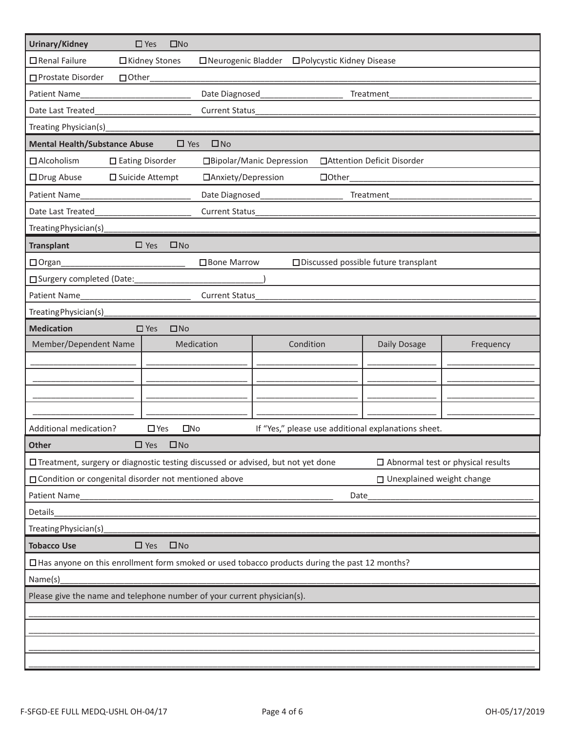## Urinary/Kidney ☐ Yes ☐No

☐ Renal Failure ☐ Kidney Stones ☐ Neurogenic Bladder ☐ Polycystic Kidney Disease

☐ Prostate Disorder ☐ Other_______________

Patient Name_______________ Date Diagnosed_______________ Treatment_______________

Date Last Treated_______________ Current Status_______________

Treating Physician(s)_______________

## Mental Health/Substance Abuse ☐ Yes ☐ No

☐ Alcoholism ☐ Eating Disorder ☐ Bipolar/Manic Depression ☐ Attention Deficit Disorder

☐ Drug Abuse ☐ Suicide Attempt ☐ Anxiety/Depression ☐ Other_______________

Patient Name_______________ Date Diagnosed_______________ Treatment_______________

Date Last Treated_______________ Current Status_______________

Treating Physician(s)_______________

## Transplant ☐ Yes ☐No

☐ Organ_______________ ☐ Bone Marrow ☐ Discussed possible future transplant

☐ Surgery completed (Date:_______________)

Patient Name_______________ Current Status_______________

Treating Physician(s)_______________

## Medication ☐ Yes ☐No

| Member/Dependent Name | Medication | Condition | Daily Dosage | Frequency |
|---|---|---|---|---|
| | | | | |
| | | | | |
| | | | | |
| | | | | |

Additional medication? ☐ Yes ☐No If "Yes," please use additional explanations sheet.

## Other ☐ Yes ☐No

☐ Treatment, surgery or diagnostic testing discussed or advised, but not yet done ☐ Abnormal test or physical results

☐ Condition or congenital disorder not mentioned above ☐ Unexplained weight change

Patient Name_______________ Date_______________

Details_______________

Treating Physician(s)_______________

## Tobacco Use ☐ Yes ☐No

☐ Has anyone on this enrollment form smoked or used tobacco products during the past 12 months?

Name(s)_______________

Please give the name and telephone number of your current physician(s).

_______________

_______________

_______________

_______________

F-SFGD-EE FULL MEDQ-USHL OH-04/17 OH-05/17/2019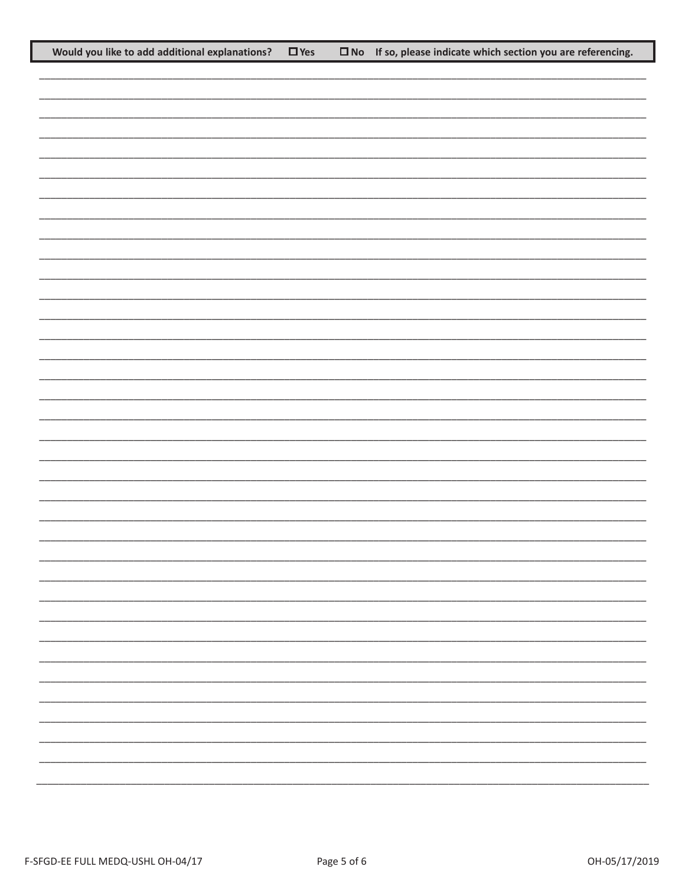**Would you like to add additional explanations?** ☐ **Yes** ☐ **No** **If so, please indicate which section you are referencing.**

\_\_\_\_\_\_\_\_\_\_\_\_\_\_\_\_\_\_\_\_\_\_\_\_\_\_\_\_\_\_\_\_\_\_\_\_\_\_\_\_\_\_\_\_\_\_\_\_\_\_\_\_\_\_\_\_\_\_\_\_\_\_\_\_\_\_\_\_\_\_\_\_\_\_\_\_\_\_

\_\_\_\_\_\_\_\_\_\_\_\_\_\_\_\_\_\_\_\_\_\_\_\_\_\_\_\_\_\_\_\_\_\_\_\_\_\_\_\_\_\_\_\_\_\_\_\_\_\_\_\_\_\_\_\_\_\_\_\_\_\_\_\_\_\_\_\_\_\_\_\_\_\_\_\_\_\_

\_\_\_\_\_\_\_\_\_\_\_\_\_\_\_\_\_\_\_\_\_\_\_\_\_\_\_\_\_\_\_\_\_\_\_\_\_\_\_\_\_\_\_\_\_\_\_\_\_\_\_\_\_\_\_\_\_\_\_\_\_\_\_\_\_\_\_\_\_\_\_\_\_\_\_\_\_\_

\_\_\_\_\_\_\_\_\_\_\_\_\_\_\_\_\_\_\_\_\_\_\_\_\_\_\_\_\_\_\_\_\_\_\_\_\_\_\_\_\_\_\_\_\_\_\_\_\_\_\_\_\_\_\_\_\_\_\_\_\_\_\_\_\_\_\_\_\_\_\_\_\_\_\_\_\_\_

\_\_\_\_\_\_\_\_\_\_\_\_\_\_\_\_\_\_\_\_\_\_\_\_\_\_\_\_\_\_\_\_\_\_\_\_\_\_\_\_\_\_\_\_\_\_\_\_\_\_\_\_\_\_\_\_\_\_\_\_\_\_\_\_\_\_\_\_\_\_\_\_\_\_\_\_\_\_

F-SFGD-EE FULL MEDQ-USHL OH-04/17

OH-05/17/2019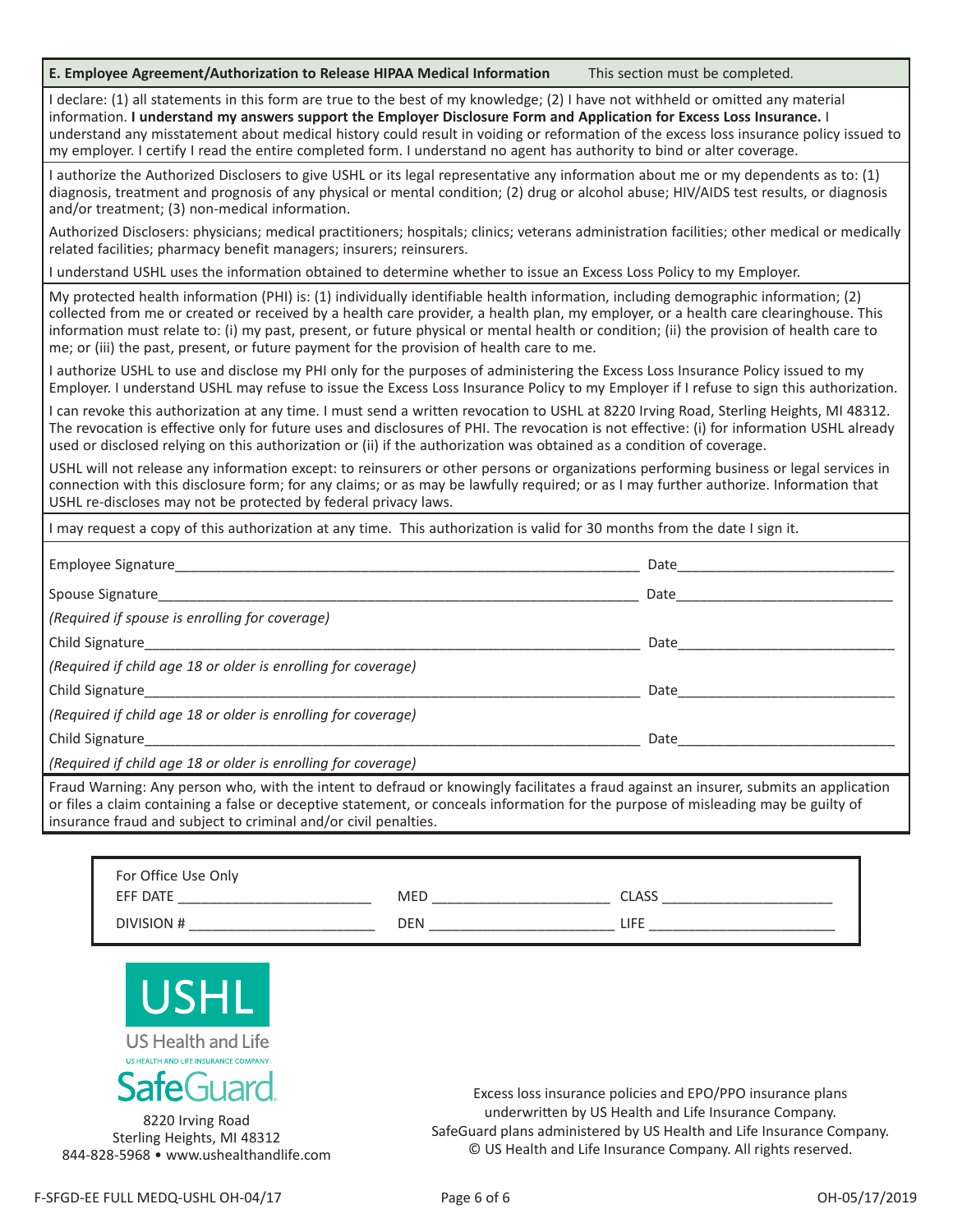## E. Employee Agreement/Authorization to Release HIPAA Medical Information

This section must be completed.

I declare: (1) all statements in this form are true to the best of my knowledge; (2) I have not withheld or omitted any material information. **I understand my answers support the Employer Disclosure Form and Application for Excess Loss Insurance.** I understand any misstatement about medical history could result in voiding or reformation of the excess loss insurance policy issued to my employer. I certify I read the entire completed form. I understand no agent has authority to bind or alter coverage.

I authorize the Authorized Disclosers to give USHL or its legal representative any information about me or my dependents as to: (1) diagnosis, treatment and prognosis of any physical or mental condition; (2) drug or alcohol abuse; HIV/AIDS test results, or diagnosis and/or treatment; (3) non-medical information.

Authorized Disclosers: physicians; medical practitioners; hospitals; clinics; veterans administration facilities; other medical or medically related facilities; pharmacy benefit managers; insurers; reinsurers.

I understand USHL uses the information obtained to determine whether to issue an Excess Loss Policy to my Employer.

My protected health information (PHI) is: (1) individually identifiable health information, including demographic information; (2) collected from me or created or received by a health care provider, a health plan, my employer, or a health care clearinghouse. This information must relate to: (i) my past, present, or future physical or mental health or condition; (ii) the provision of health care to me; or (iii) the past, present, or future payment for the provision of health care to me.

I authorize USHL to use and disclose my PHI only for the purposes of administering the Excess Loss Insurance Policy issued to my Employer. I understand USHL may refuse to issue the Excess Loss Insurance Policy to my Employer if I refuse to sign this authorization.

I can revoke this authorization at any time. I must send a written revocation to USHL at 8220 Irving Road, Sterling Heights, MI 48312. The revocation is effective only for future uses and disclosures of PHI. The revocation is not effective: (i) for information USHL already used or disclosed relying on this authorization or (ii) if the authorization was obtained as a condition of coverage.

USHL will not release any information except: to reinsurers or other persons or organizations performing business or legal services in connection with this disclosure form; for any claims; or as may be lawfully required; or as I may further authorize. Information that USHL re-discloses may not be protected by federal privacy laws.

I may request a copy of this authorization at any time. This authorization is valid for 30 months from the date I sign it.

Employee Signature_______________________________ Date_______________

Spouse Signature_______________________________ Date_______________

*(Required if spouse is enrolling for coverage)*

Child Signature_______________________________ Date_______________

*(Required if child age 18 or older is enrolling for coverage)*

Child Signature_______________________________ Date_______________

*(Required if child age 18 or older is enrolling for coverage)*

Child Signature_______________________________ Date_______________

*(Required if child age 18 or older is enrolling for coverage)*

Fraud Warning: Any person who, with the intent to defraud or knowingly facilitates a fraud against an insurer, submits an application or files a claim containing a false or deceptive statement, or conceals information for the purpose of misleading may be guilty of insurance fraud and subject to criminal and/or civil penalties.

For Office Use Only

EFF DATE ________________ MED ________________ CLASS ________________

DIVISION # ________________ DEN ________________ LIFE ________________

USHL
US Health and Life
US HEALTH AND LIFE INSURANCE COMPANY
SafeGuard

8220 Irving Road
Sterling Heights, MI 48312
844-828-5968 • www.ushealthandlife.com

Excess loss insurance policies and EPO/PPO insurance plans underwritten by US Health and Life Insurance Company.
SafeGuard plans administered by US Health and Life Insurance Company.
© US Health and Life Insurance Company. All rights reserved.

F-SFGD-EE FULL MEDQ-USHL OH-04/17 OH-05/17/2019